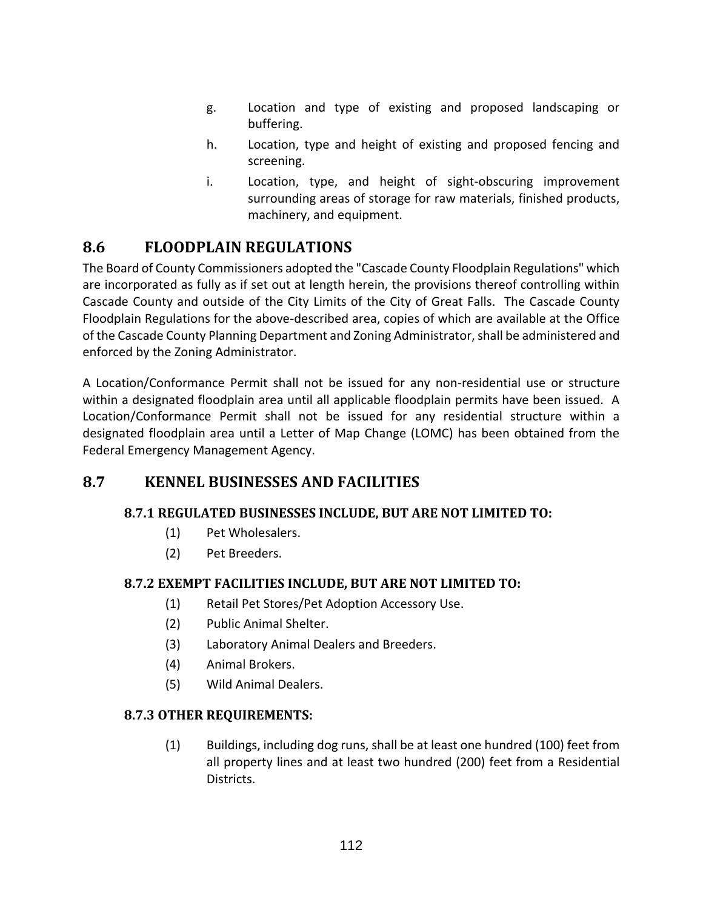g. Location and type of existing and proposed landscaping or buffering.

h. Location, type and height of existing and proposed fencing and screening.

i. Location, type, and height of sight-obscuring improvement surrounding areas of storage for raw materials, finished products, machinery, and equipment.

## 8.6 FLOODPLAIN REGULATIONS

The Board of County Commissioners adopted the "Cascade County Floodplain Regulations" which are incorporated as fully as if set out at length herein, the provisions thereof controlling within Cascade County and outside of the City Limits of the City of Great Falls. The Cascade County Floodplain Regulations for the above-described area, copies of which are available at the Office of the Cascade County Planning Department and Zoning Administrator, shall be administered and enforced by the Zoning Administrator.

A Location/Conformance Permit shall not be issued for any non-residential use or structure within a designated floodplain area until all applicable floodplain permits have been issued. A Location/Conformance Permit shall not be issued for any residential structure within a designated floodplain area until a Letter of Map Change (LOMC) has been obtained from the Federal Emergency Management Agency.

## 8.7 KENNEL BUSINESSES AND FACILITIES

### 8.7.1 REGULATED BUSINESSES INCLUDE, BUT ARE NOT LIMITED TO:

(1) Pet Wholesalers.

(2) Pet Breeders.

### 8.7.2 EXEMPT FACILITIES INCLUDE, BUT ARE NOT LIMITED TO:

(1) Retail Pet Stores/Pet Adoption Accessory Use.

(2) Public Animal Shelter.

(3) Laboratory Animal Dealers and Breeders.

(4) Animal Brokers.

(5) Wild Animal Dealers.

### 8.7.3 OTHER REQUIREMENTS:

(1) Buildings, including dog runs, shall be at least one hundred (100) feet from all property lines and at least two hundred (200) feet from a Residential Districts.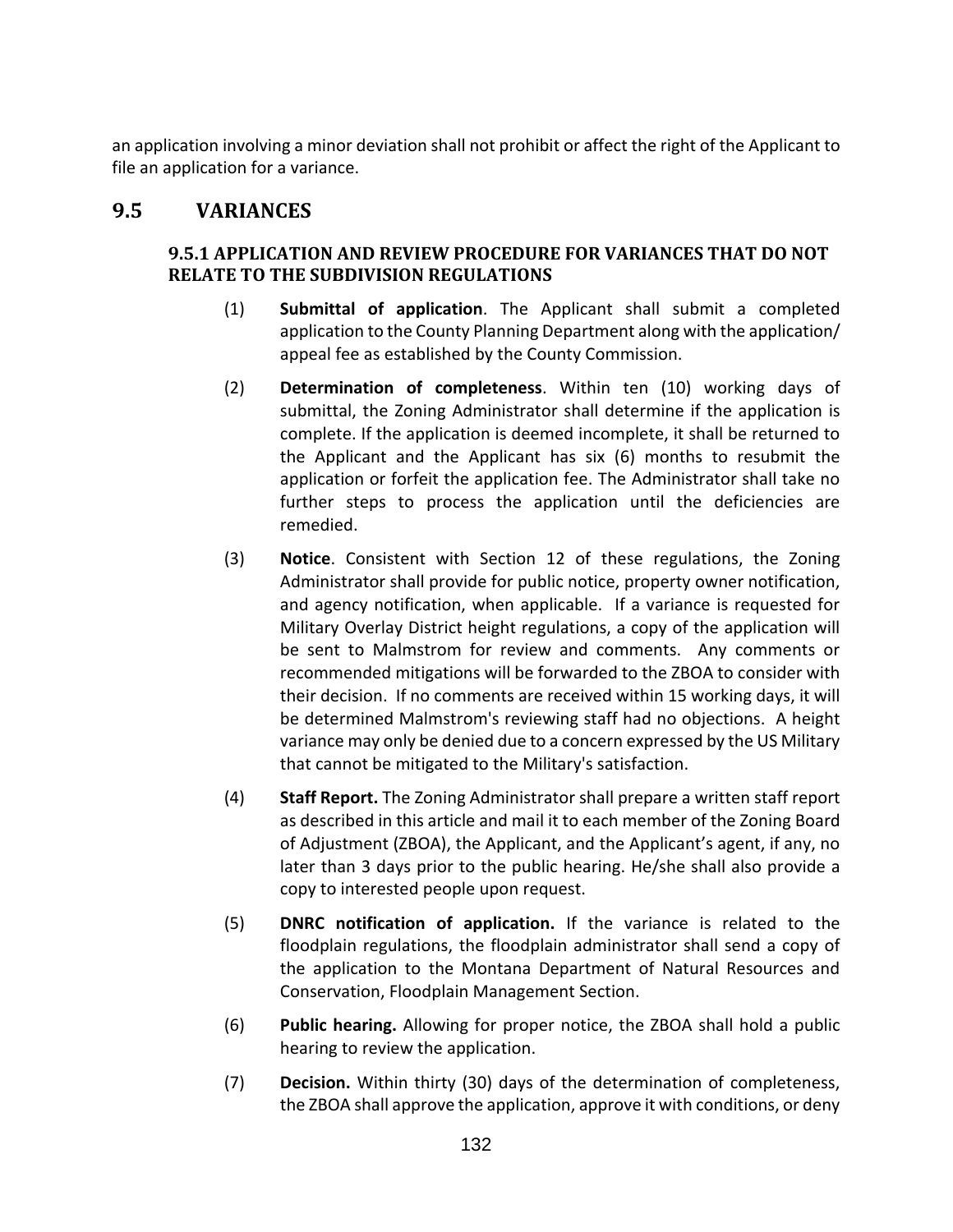an application involving a minor deviation shall not prohibit or affect the right of the Applicant to file an application for a variance.

## 9.5 VARIANCES

### 9.5.1 APPLICATION AND REVIEW PROCEDURE FOR VARIANCES THAT DO NOT RELATE TO THE SUBDIVISION REGULATIONS

(1) **Submittal of application**. The Applicant shall submit a completed application to the County Planning Department along with the application/ appeal fee as established by the County Commission.

(2) **Determination of completeness**. Within ten (10) working days of submittal, the Zoning Administrator shall determine if the application is complete. If the application is deemed incomplete, it shall be returned to the Applicant and the Applicant has six (6) months to resubmit the application or forfeit the application fee. The Administrator shall take no further steps to process the application until the deficiencies are remedied.

(3) **Notice**. Consistent with Section 12 of these regulations, the Zoning Administrator shall provide for public notice, property owner notification, and agency notification, when applicable. If a variance is requested for Military Overlay District height regulations, a copy of the application will be sent to Malmstrom for review and comments. Any comments or recommended mitigations will be forwarded to the ZBOA to consider with their decision. If no comments are received within 15 working days, it will be determined Malmstrom's reviewing staff had no objections. A height variance may only be denied due to a concern expressed by the US Military that cannot be mitigated to the Military's satisfaction.

(4) **Staff Report.** The Zoning Administrator shall prepare a written staff report as described in this article and mail it to each member of the Zoning Board of Adjustment (ZBOA), the Applicant, and the Applicant's agent, if any, no later than 3 days prior to the public hearing. He/she shall also provide a copy to interested people upon request.

(5) **DNRC notification of application.** If the variance is related to the floodplain regulations, the floodplain administrator shall send a copy of the application to the Montana Department of Natural Resources and Conservation, Floodplain Management Section.

(6) **Public hearing.** Allowing for proper notice, the ZBOA shall hold a public hearing to review the application.

(7) **Decision.** Within thirty (30) days of the determination of completeness, the ZBOA shall approve the application, approve it with conditions, or deny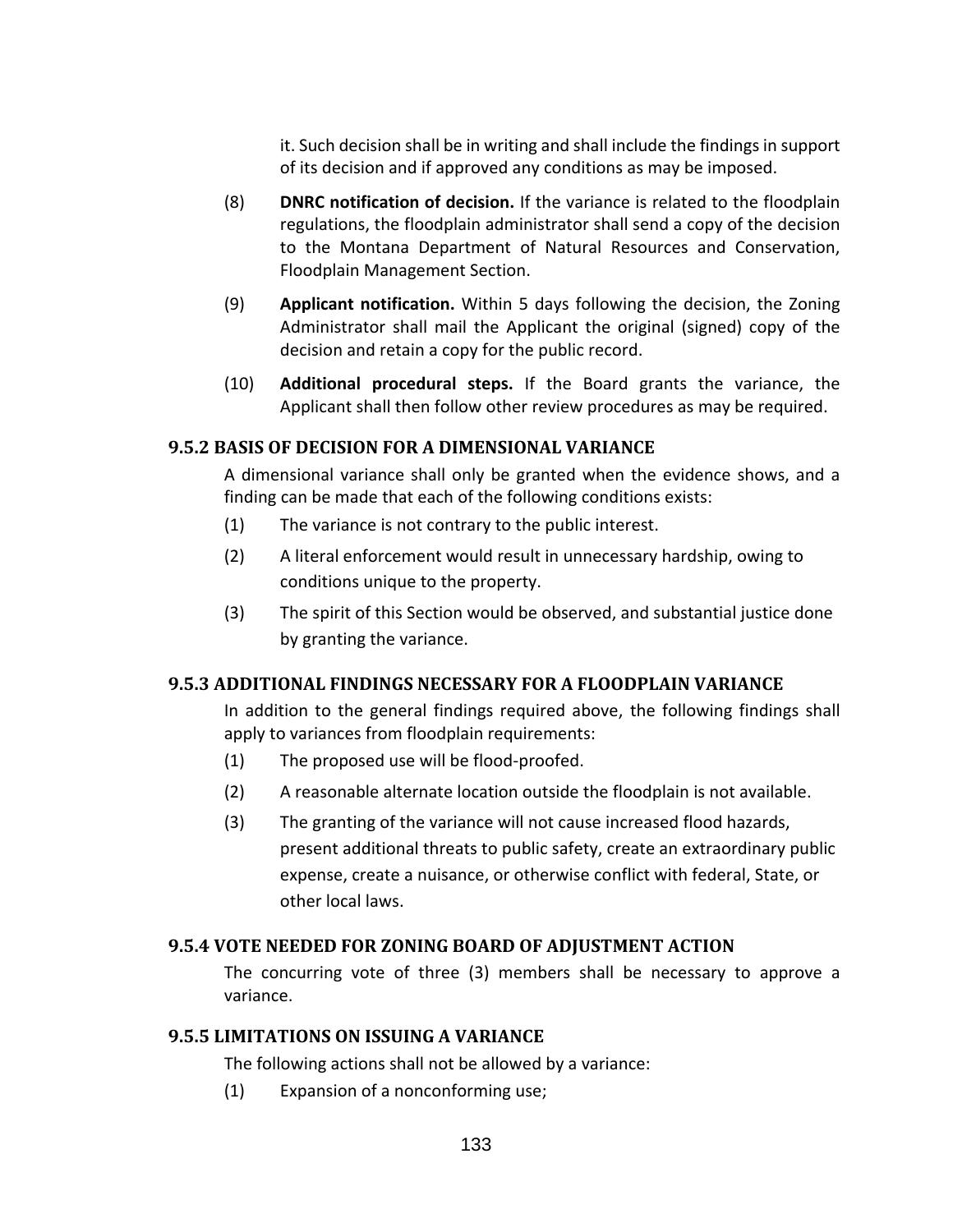it. Such decision shall be in writing and shall include the findings in support of its decision and if approved any conditions as may be imposed.

(8) **DNRC notification of decision.** If the variance is related to the floodplain regulations, the floodplain administrator shall send a copy of the decision to the Montana Department of Natural Resources and Conservation, Floodplain Management Section.

(9) **Applicant notification.** Within 5 days following the decision, the Zoning Administrator shall mail the Applicant the original (signed) copy of the decision and retain a copy for the public record.

(10) **Additional procedural steps.** If the Board grants the variance, the Applicant shall then follow other review procedures as may be required.

### 9.5.2 BASIS OF DECISION FOR A DIMENSIONAL VARIANCE

A dimensional variance shall only be granted when the evidence shows, and a finding can be made that each of the following conditions exists:

(1) The variance is not contrary to the public interest.

(2) A literal enforcement would result in unnecessary hardship, owing to conditions unique to the property.

(3) The spirit of this Section would be observed, and substantial justice done by granting the variance.

### 9.5.3 ADDITIONAL FINDINGS NECESSARY FOR A FLOODPLAIN VARIANCE

In addition to the general findings required above, the following findings shall apply to variances from floodplain requirements:

(1) The proposed use will be flood-proofed.

(2) A reasonable alternate location outside the floodplain is not available.

(3) The granting of the variance will not cause increased flood hazards, present additional threats to public safety, create an extraordinary public expense, create a nuisance, or otherwise conflict with federal, State, or other local laws.

### 9.5.4 VOTE NEEDED FOR ZONING BOARD OF ADJUSTMENT ACTION

The concurring vote of three (3) members shall be necessary to approve a variance.

### 9.5.5 LIMITATIONS ON ISSUING A VARIANCE

The following actions shall not be allowed by a variance:

(1) Expansion of a nonconforming use;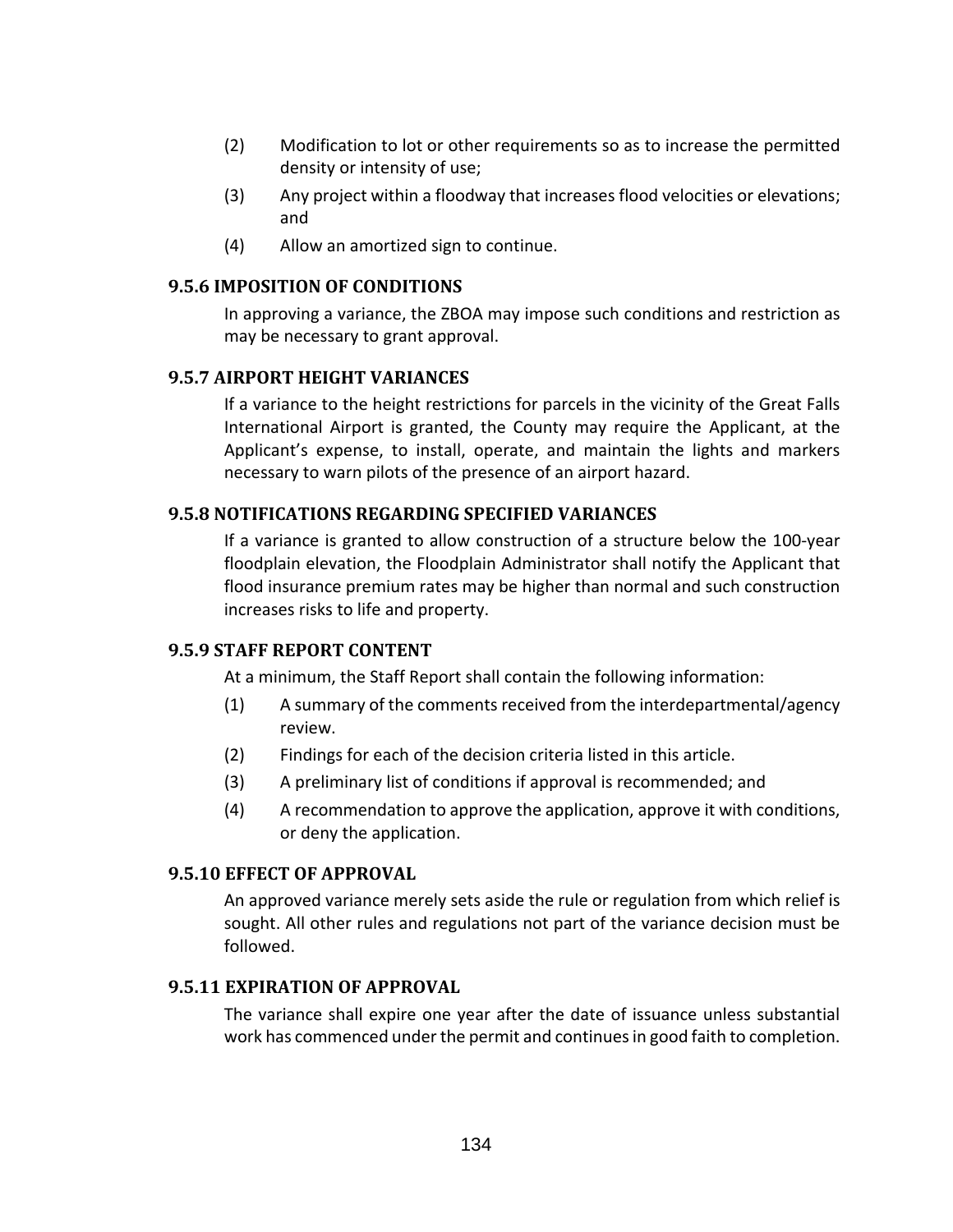(2) Modification to lot or other requirements so as to increase the permitted density or intensity of use;

(3) Any project within a floodway that increases flood velocities or elevations; and

(4) Allow an amortized sign to continue.

### 9.5.6 IMPOSITION OF CONDITIONS

In approving a variance, the ZBOA may impose such conditions and restriction as may be necessary to grant approval.

### 9.5.7 AIRPORT HEIGHT VARIANCES

If a variance to the height restrictions for parcels in the vicinity of the Great Falls International Airport is granted, the County may require the Applicant, at the Applicant's expense, to install, operate, and maintain the lights and markers necessary to warn pilots of the presence of an airport hazard.

### 9.5.8 NOTIFICATIONS REGARDING SPECIFIED VARIANCES

If a variance is granted to allow construction of a structure below the 100-year floodplain elevation, the Floodplain Administrator shall notify the Applicant that flood insurance premium rates may be higher than normal and such construction increases risks to life and property.

### 9.5.9 STAFF REPORT CONTENT

At a minimum, the Staff Report shall contain the following information:

(1) A summary of the comments received from the interdepartmental/agency review.

(2) Findings for each of the decision criteria listed in this article.

(3) A preliminary list of conditions if approval is recommended; and

(4) A recommendation to approve the application, approve it with conditions, or deny the application.

### 9.5.10 EFFECT OF APPROVAL

An approved variance merely sets aside the rule or regulation from which relief is sought. All other rules and regulations not part of the variance decision must be followed.

### 9.5.11 EXPIRATION OF APPROVAL

The variance shall expire one year after the date of issuance unless substantial work has commenced under the permit and continues in good faith to completion.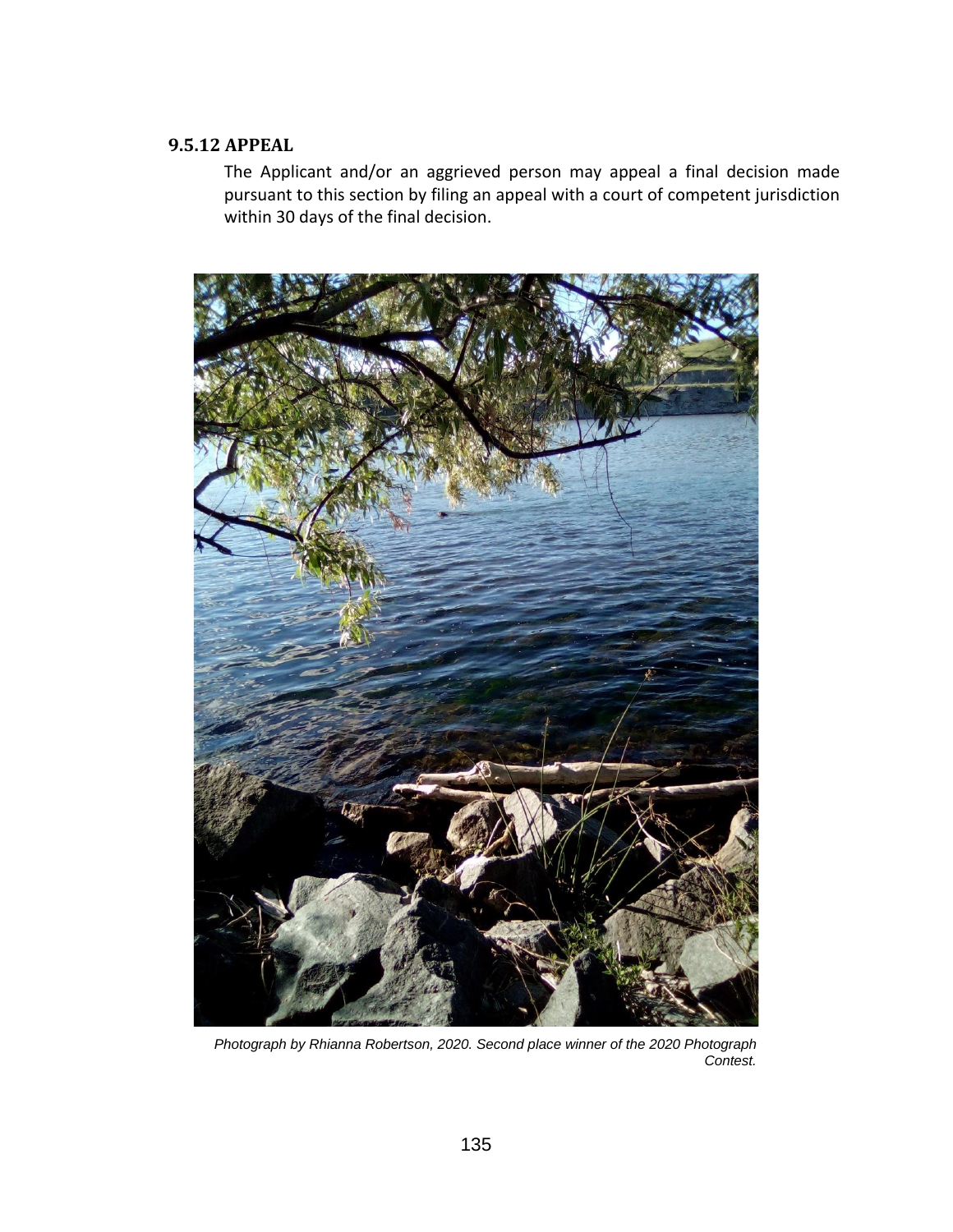### 9.5.12 APPEAL

The Applicant and/or an aggrieved person may appeal a final decision made pursuant to this section by filing an appeal with a court of competent jurisdiction within 30 days of the final decision.

*Photograph by Rhianna Robertson, 2020. Second place winner of the 2020 Photograph Contest.*